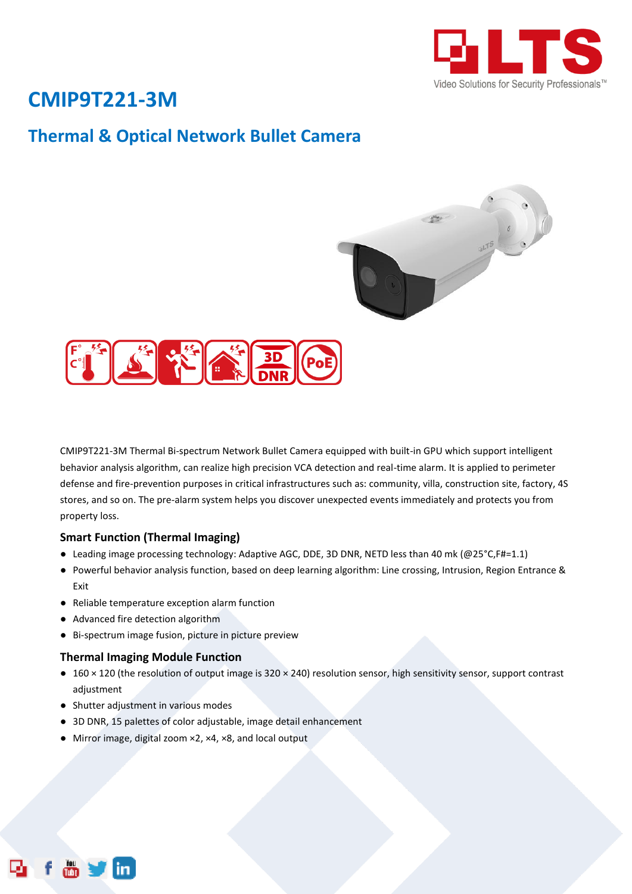# CMIP9T221-3M

## Thermal & Optical Network Bullet Camera

CMIP9T221-3M Thermal Bi-spectrum Network Bullet Camera equipped with built-in GPU which support intelligent behavior analysis algorithm, can realize high precision VCA detection and real-time alarm. It is applied to perimeter defense and fire-prevention purposes in critical infrastructures such as: community, villa, construction site, factory, 4S stores, and so on. The pre-alarm system helps you discover unexpected events immediately and protects you from property loss.

### Smart Function (Thermal Imaging)

- Leading image processing technology: Adaptive AGC, DDE, 3D DNR, NETD less than 40 mk (@25°C,F#=1.1)
- Powerful behavior analysis function, based on deep learning algorithm: Line crossing, Intrusion, Region Entrance & Exit
- Reliable temperature exception alarm function
- Advanced fire detection algorithm
- Bi-spectrum image fusion, picture in picture preview

### Thermal Imaging Module Function

- 160 × 120 (the resolution of output image is 320 × 240) resolution sensor, high sensitivity sensor, support contrast adjustment
- Shutter adjustment in various modes
- 3D DNR, 15 palettes of color adjustable, image detail enhancement
- Mirror image, digital zoom ×2, ×4, ×8, and local output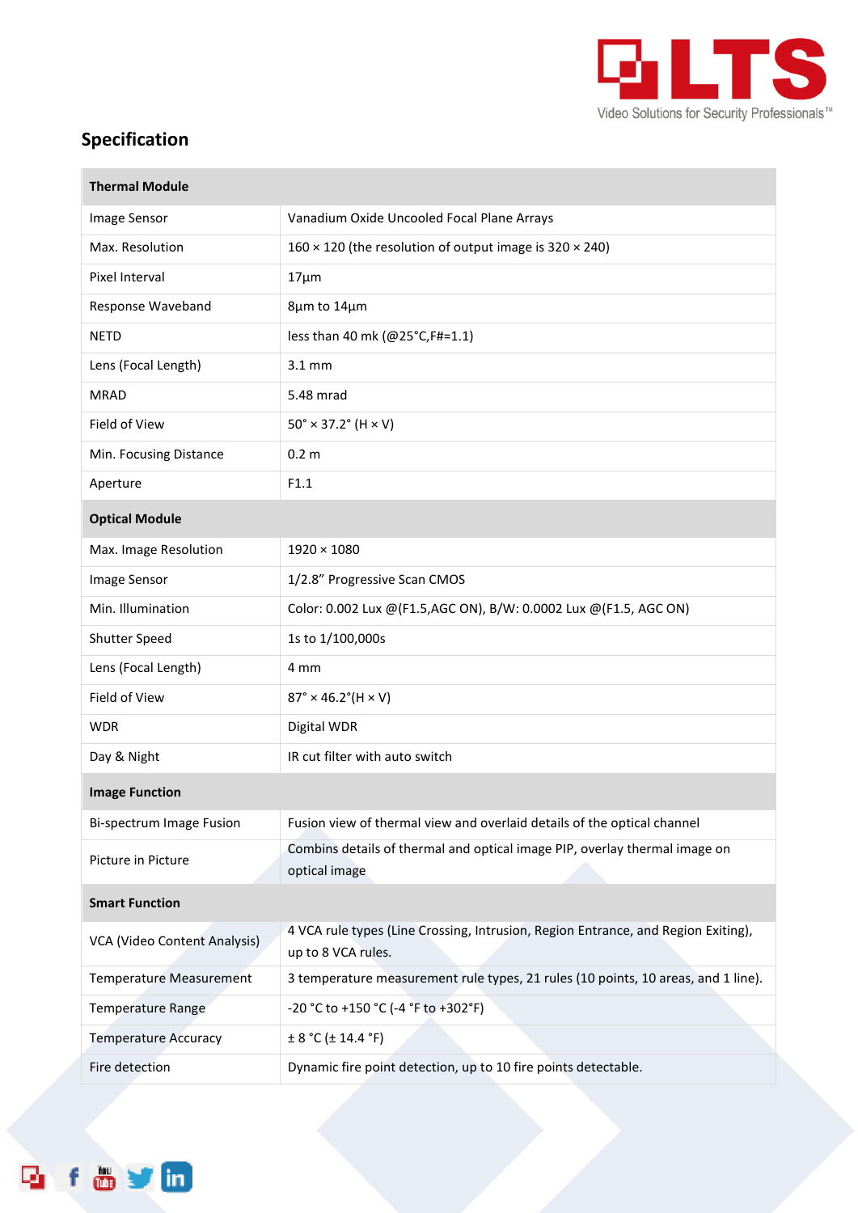## Specification

| Thermal Module | |
|---|---|
| Image Sensor | Vanadium Oxide Uncooled Focal Plane Arrays |
| Max. Resolution | 160 × 120 (the resolution of output image is 320 × 240) |
| Pixel Interval | 17µm |
| Response Waveband | 8µm to 14µm |
| NETD | less than 40 mk (@25°C,F#=1.1) |
| Lens (Focal Length) | 3.1 mm |
| MRAD | 5.48 mrad |
| Field of View | 50° × 37.2° (H × V) |
| Min. Focusing Distance | 0.2 m |
| Aperture | F1.1 |
| **Optical Module** | |
| Max. Image Resolution | 1920 × 1080 |
| Image Sensor | 1/2.8" Progressive Scan CMOS |
| Min. Illumination | Color: 0.002 Lux @(F1.5,AGC ON), B/W: 0.0002 Lux @(F1.5, AGC ON) |
| Shutter Speed | 1s to 1/100,000s |
| Lens (Focal Length) | 4 mm |
| Field of View | 87° × 46.2°(H × V) |
| WDR | Digital WDR |
| Day & Night | IR cut filter with auto switch |
| **Image Function** | |
| Bi-spectrum Image Fusion | Fusion view of thermal view and overlaid details of the optical channel |
| Picture in Picture | Combins details of thermal and optical image PIP, overlay thermal image on optical image |
| **Smart Function** | |
| VCA (Video Content Analysis) | 4 VCA rule types (Line Crossing, Intrusion, Region Entrance, and Region Exiting), up to 8 VCA rules. |
| Temperature Measurement | 3 temperature measurement rule types, 21 rules (10 points, 10 areas, and 1 line). |
| Temperature Range | -20 °C to +150 °C (-4 °F to +302°F) |
| Temperature Accuracy | ± 8 °C (± 14.4 °F) |
| Fire detection | Dynamic fire point detection, up to 10 fire points detectable. |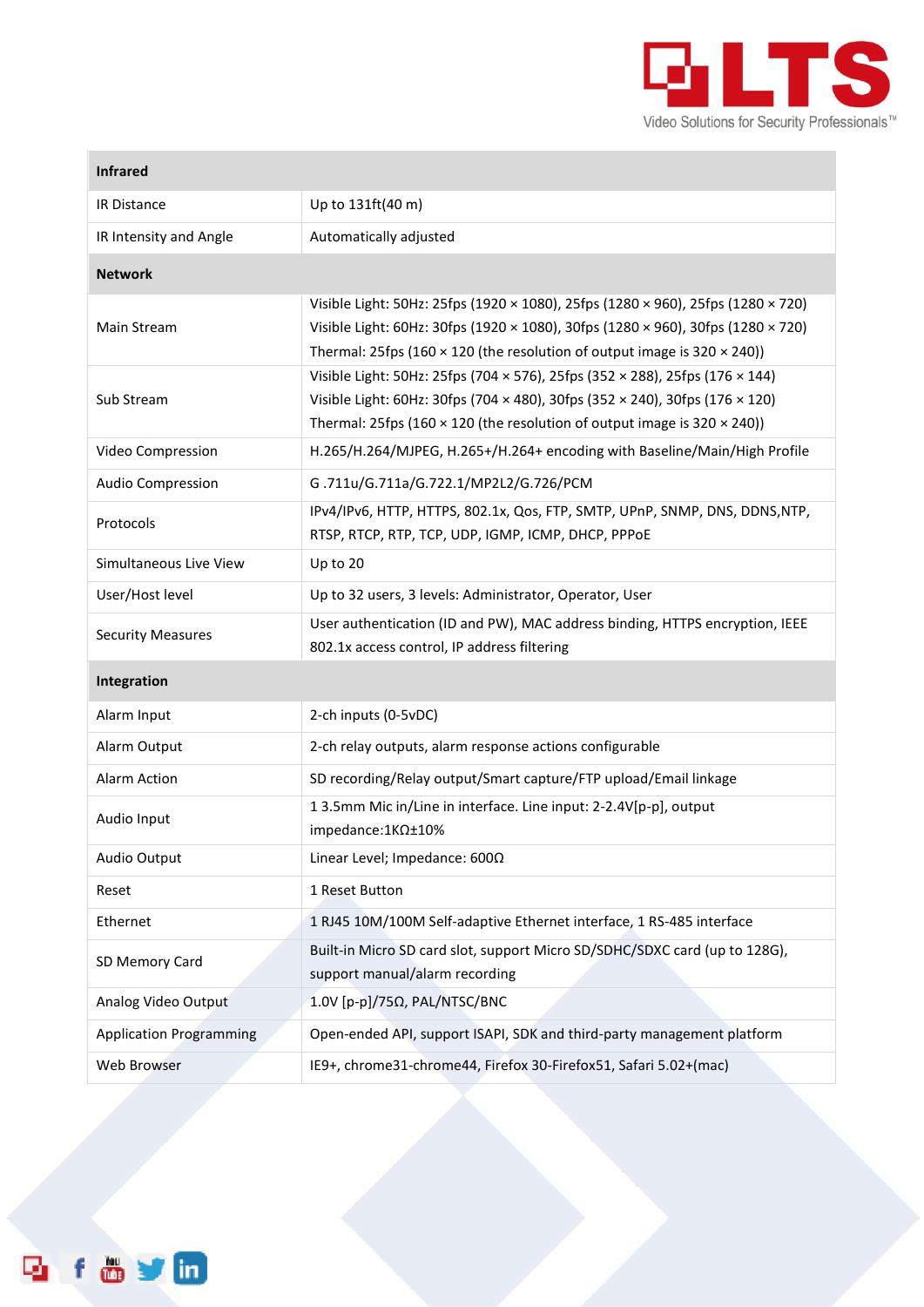| Infrared | |
|---|---|
| IR Distance | Up to 131ft(40 m) |
| IR Intensity and Angle | Automatically adjusted |
| **Network** | |
| Main Stream | Visible Light: 50Hz: 25fps (1920 × 1080), 25fps (1280 × 960), 25fps (1280 × 720)<br>Visible Light: 60Hz: 30fps (1920 × 1080), 30fps (1280 × 960), 30fps (1280 × 720)<br>Thermal: 25fps (160 × 120 (the resolution of output image is 320 × 240)) |
| Sub Stream | Visible Light: 50Hz: 25fps (704 × 576), 25fps (352 × 288), 25fps (176 × 144)<br>Visible Light: 60Hz: 30fps (704 × 480), 30fps (352 × 240), 30fps (176 × 120)<br>Thermal: 25fps (160 × 120 (the resolution of output image is 320 × 240)) |
| Video Compression | H.265/H.264/MJPEG, H.265+/H.264+ encoding with Baseline/Main/High Profile |
| Audio Compression | G .711u/G.711a/G.722.1/MP2L2/G.726/PCM |
| Protocols | IPv4/IPv6, HTTP, HTTPS, 802.1x, Qos, FTP, SMTP, UPnP, SNMP, DNS, DDNS,NTP, RTSP, RTCP, RTP, TCP, UDP, IGMP, ICMP, DHCP, PPPoE |
| Simultaneous Live View | Up to 20 |
| User/Host level | Up to 32 users, 3 levels: Administrator, Operator, User |
| Security Measures | User authentication (ID and PW), MAC address binding, HTTPS encryption, IEEE 802.1x access control, IP address filtering |
| **Integration** | |
| Alarm Input | 2-ch inputs (0-5vDC) |
| Alarm Output | 2-ch relay outputs, alarm response actions configurable |
| Alarm Action | SD recording/Relay output/Smart capture/FTP upload/Email linkage |
| Audio Input | 1 3.5mm Mic in/Line in interface. Line input: 2-2.4V[p-p], output impedance:1KΩ±10% |
| Audio Output | Linear Level; Impedance: 600Ω |
| Reset | 1 Reset Button |
| Ethernet | 1 RJ45 10M/100M Self-adaptive Ethernet interface, 1 RS-485 interface |
| SD Memory Card | Built-in Micro SD card slot, support Micro SD/SDHC/SDXC card (up to 128G), support manual/alarm recording |
| Analog Video Output | 1.0V [p-p]/75Ω, PAL/NTSC/BNC |
| Application Programming | Open-ended API, support ISAPI, SDK and third-party management platform |
| Web Browser | IE9+, chrome31-chrome44, Firefox 30-Firefox51, Safari 5.02+(mac) |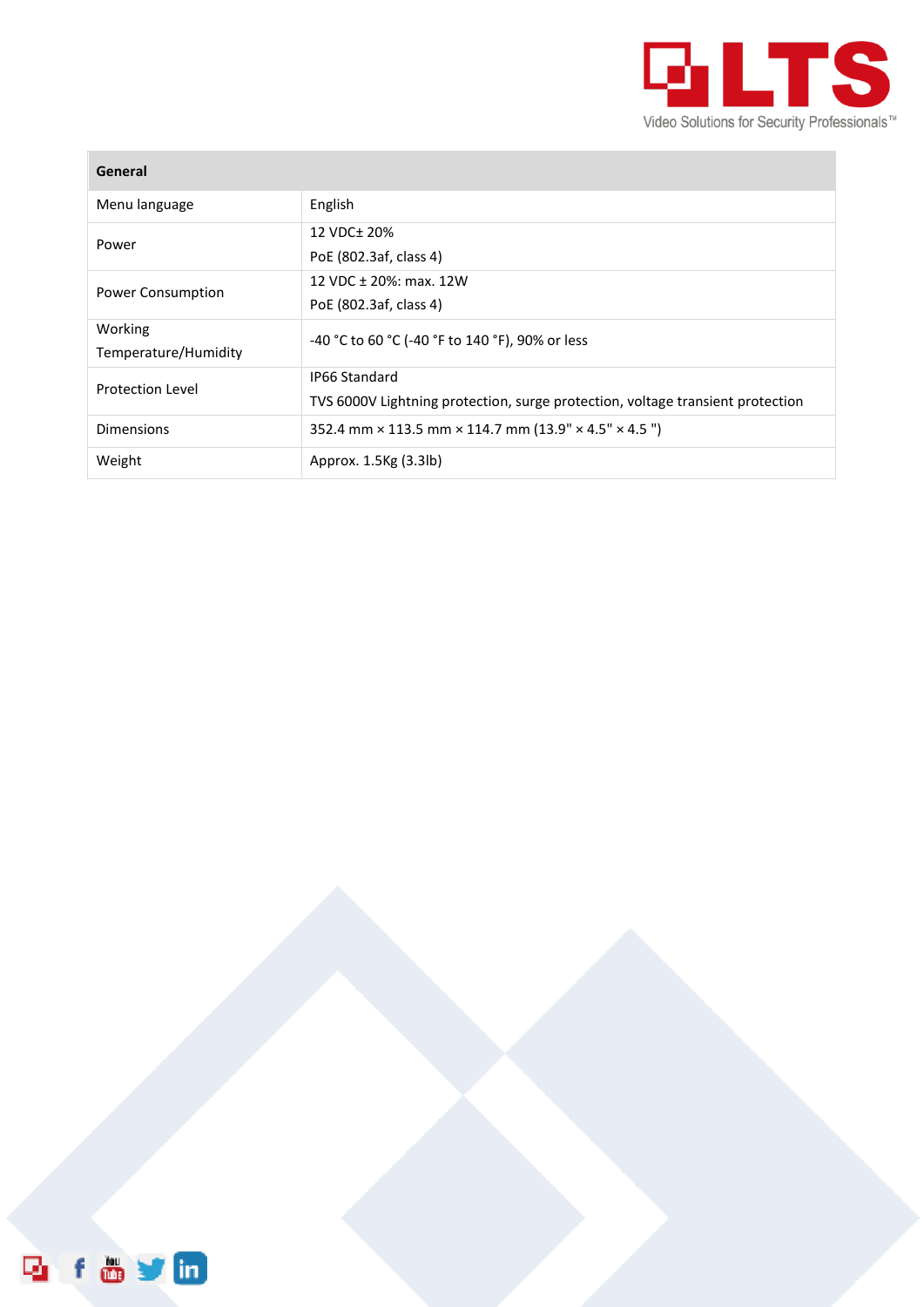| General | |
|---|---|
| Menu language | English |
| Power | 12 VDC± 20%<br>PoE (802.3af, class 4) |
| Power Consumption | 12 VDC ± 20%: max. 12W<br>PoE (802.3af, class 4) |
| Working Temperature/Humidity | -40 °C to 60 °C (-40 °F to 140 °F), 90% or less |
| Protection Level | IP66 Standard<br>TVS 6000V Lightning protection, surge protection, voltage transient protection |
| Dimensions | 352.4 mm × 113.5 mm × 114.7 mm (13.9" × 4.5" × 4.5 ") |
| Weight | Approx. 1.5Kg (3.3lb) |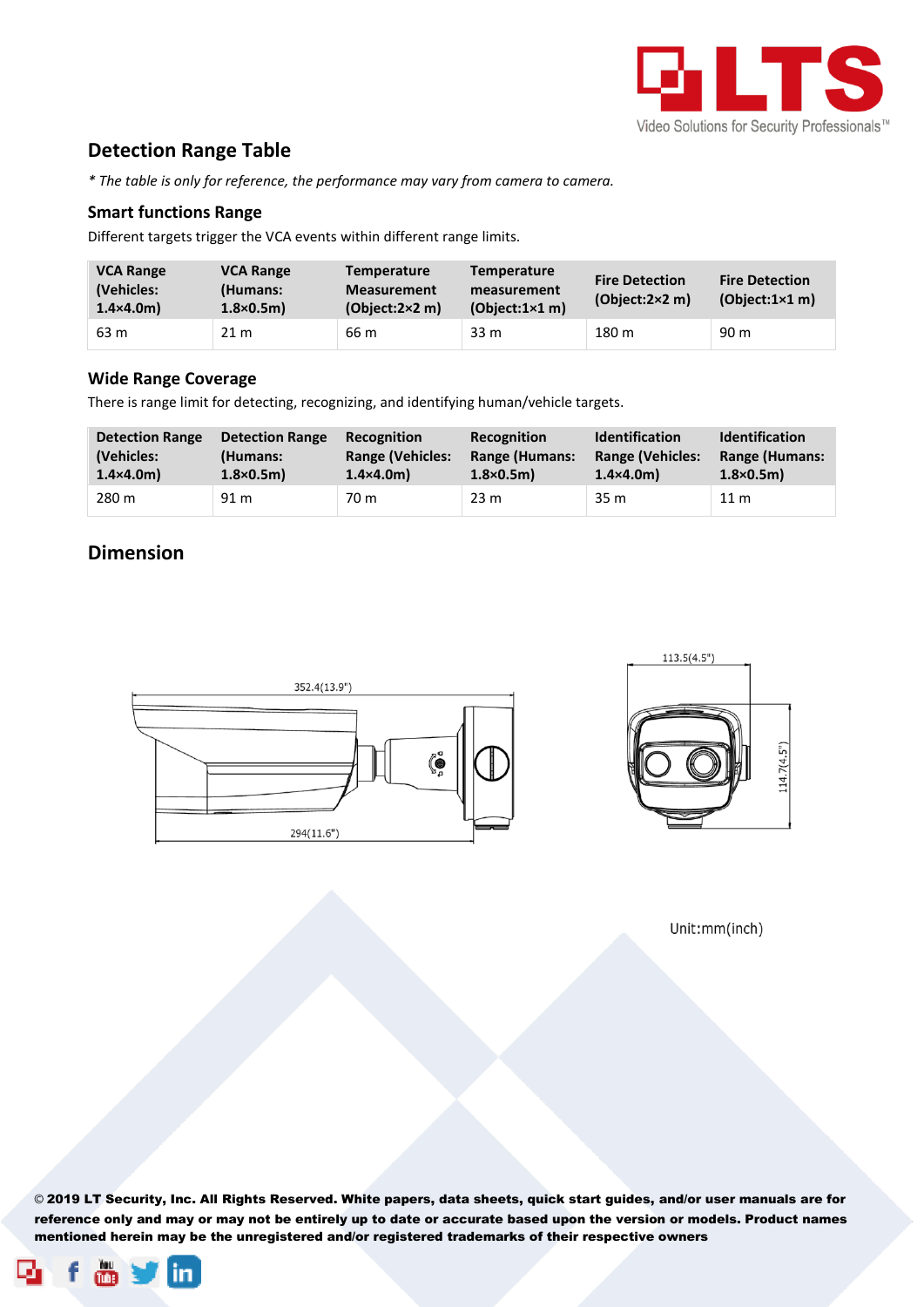## Detection Range Table

*\* The table is only for reference, the performance may vary from camera to camera.*

### Smart functions Range

Different targets trigger the VCA events within different range limits.

| VCA Range (Vehicles: 1.4×4.0m) | VCA Range (Humans: 1.8×0.5m) | Temperature Measurement (Object:2×2 m) | Temperature measurement (Object:1×1 m) | Fire Detection (Object:2×2 m) | Fire Detection (Object:1×1 m) |
|---|---|---|---|---|---|
| 63 m | 21 m | 66 m | 33 m | 180 m | 90 m |

### Wide Range Coverage

There is range limit for detecting, recognizing, and identifying human/vehicle targets.

| Detection Range (Vehicles: 1.4×4.0m) | Detection Range (Humans: 1.8×0.5m) | Recognition Range (Vehicles: 1.4×4.0m) | Recognition Range (Humans: 1.8×0.5m) | Identification Range (Vehicles: 1.4×4.0m) | Identification Range (Humans: 1.8×0.5m) |
|---|---|---|---|---|---|
| 280 m | 91 m | 70 m | 23 m | 35 m | 11 m |

## Dimension

352.4(13.9")

294(11.6")

113.5(4.5")

114.7(4.5")

Unit:mm(inch)

© 2019 LT Security, Inc. All Rights Reserved. White papers, data sheets, quick start guides, and/or user manuals are for reference only and may or may not be entirely up to date or accurate based upon the version or models. Product names mentioned herein may be the unregistered and/or registered trademarks of their respective owners